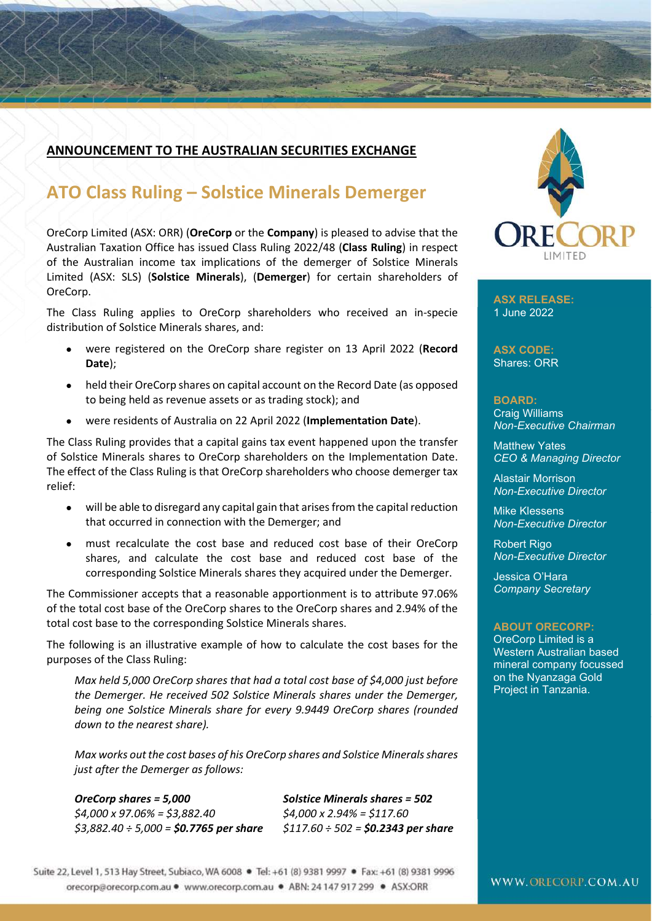**ANNOUNCEMENT TO THE AUSTRALIAN SECURITIES EXCHANGE**

# ATO Class Ruling – Solstice Minerals Demerger

OreCorp Limited (ASX: ORR) (**OreCorp** or the **Company**) is pleased to advise that the Australian Taxation Office has issued Class Ruling 2022/48 (**Class Ruling**) in respect of the Australian income tax implications of the demerger of Solstice Minerals Limited (ASX: SLS) (**Solstice Minerals**), (**Demerger**) for certain shareholders of OreCorp.

The Class Ruling applies to OreCorp shareholders who received an in-specie distribution of Solstice Minerals shares, and:

- were registered on the OreCorp share register on 13 April 2022 (**Record Date**);
- held their OreCorp shares on capital account on the Record Date (as opposed to being held as revenue assets or as trading stock); and
- were residents of Australia on 22 April 2022 (**Implementation Date**).

The Class Ruling provides that a capital gains tax event happened upon the transfer of Solstice Minerals shares to OreCorp shareholders on the Implementation Date. The effect of the Class Ruling is that OreCorp shareholders who choose demerger tax relief:

- will be able to disregard any capital gain that arises from the capital reduction that occurred in connection with the Demerger; and
- must recalculate the cost base and reduced cost base of their OreCorp shares, and calculate the cost base and reduced cost base of the corresponding Solstice Minerals shares they acquired under the Demerger.

The Commissioner accepts that a reasonable apportionment is to attribute 97.06% of the total cost base of the OreCorp shares to the OreCorp shares and 2.94% of the total cost base to the corresponding Solstice Minerals shares.

The following is an illustrative example of how to calculate the cost bases for the purposes of the Class Ruling:

> *Max held 5,000 OreCorp shares that had a total cost base of $4,000 just before the Demerger. He received 502 Solstice Minerals shares under the Demerger, being one Solstice Minerals share for every 9.9449 OreCorp shares (rounded down to the nearest share).*
>
> *Max works out the cost bases of his OreCorp shares and Solstice Minerals shares just after the Demerger as follows:*
>
> ***OreCorp shares = 5,000***
> *$4,000 x 97.06% = $3,882.40*
> *$3,882.40 ÷ 5,000 = **$0.7765 per share***
>
> ***Solstice Minerals shares = 502***
> *$4,000 x 2.94% = $117.60*
> *$117.60 ÷ 502 = **$0.2343 per share***

**ASX RELEASE:**
1 June 2022

**ASX CODE:**
Shares: ORR

**BOARD:**
Craig Williams
*Non-Executive Chairman*

Matthew Yates
*CEO & Managing Director*

Alastair Morrison
*Non-Executive Director*

Mike Klessens
*Non-Executive Director*

Robert Rigo
*Non-Executive Director*

Jessica O'Hara
*Company Secretary*

**ABOUT ORECORP:**
OreCorp Limited is a Western Australian based mineral company focussed on the Nyanzaga Gold Project in Tanzania.

Suite 22, Level 1, 513 Hay Street, Subiaco, WA 6008 • Tel: +61 (8) 9381 9997 • Fax: +61 (8) 9381 9996
orecorp@orecorp.com.au • www.orecorp.com.au • ABN: 24 147 917 299 • ASX:ORR

WWW.ORECORP.COM.AU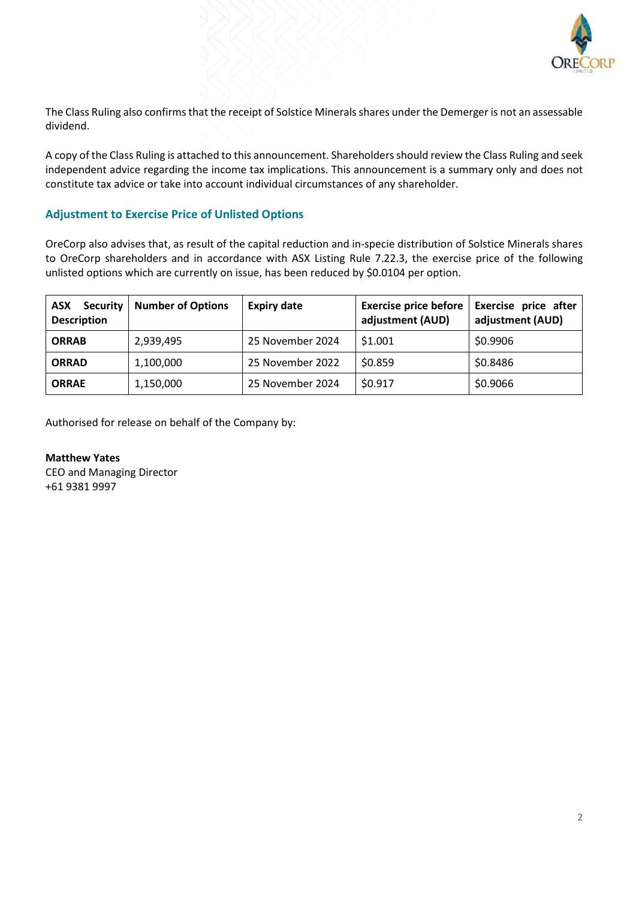The Class Ruling also confirms that the receipt of Solstice Minerals shares under the Demerger is not an assessable dividend.

A copy of the Class Ruling is attached to this announcement. Shareholders should review the Class Ruling and seek independent advice regarding the income tax implications. This announcement is a summary only and does not constitute tax advice or take into account individual circumstances of any shareholder.

## Adjustment to Exercise Price of Unlisted Options

OreCorp also advises that, as result of the capital reduction and in-specie distribution of Solstice Minerals shares to OreCorp shareholders and in accordance with ASX Listing Rule 7.22.3, the exercise price of the following unlisted options which are currently on issue, has been reduced by $0.0104 per option.

| ASX Security Description | Number of Options | Expiry date | Exercise price before adjustment (AUD) | Exercise price after adjustment (AUD) |
|---|---|---|---|---|
| **ORRAB** | 2,939,495 | 25 November 2024 | $1.001 | $0.9906 |
| **ORRAD** | 1,100,000 | 25 November 2022 | $0.859 | $0.8486 |
| **ORRAE** | 1,150,000 | 25 November 2024 | $0.917 | $0.9066 |

Authorised for release on behalf of the Company by:

**Matthew Yates**
CEO and Managing Director
+61 9381 9997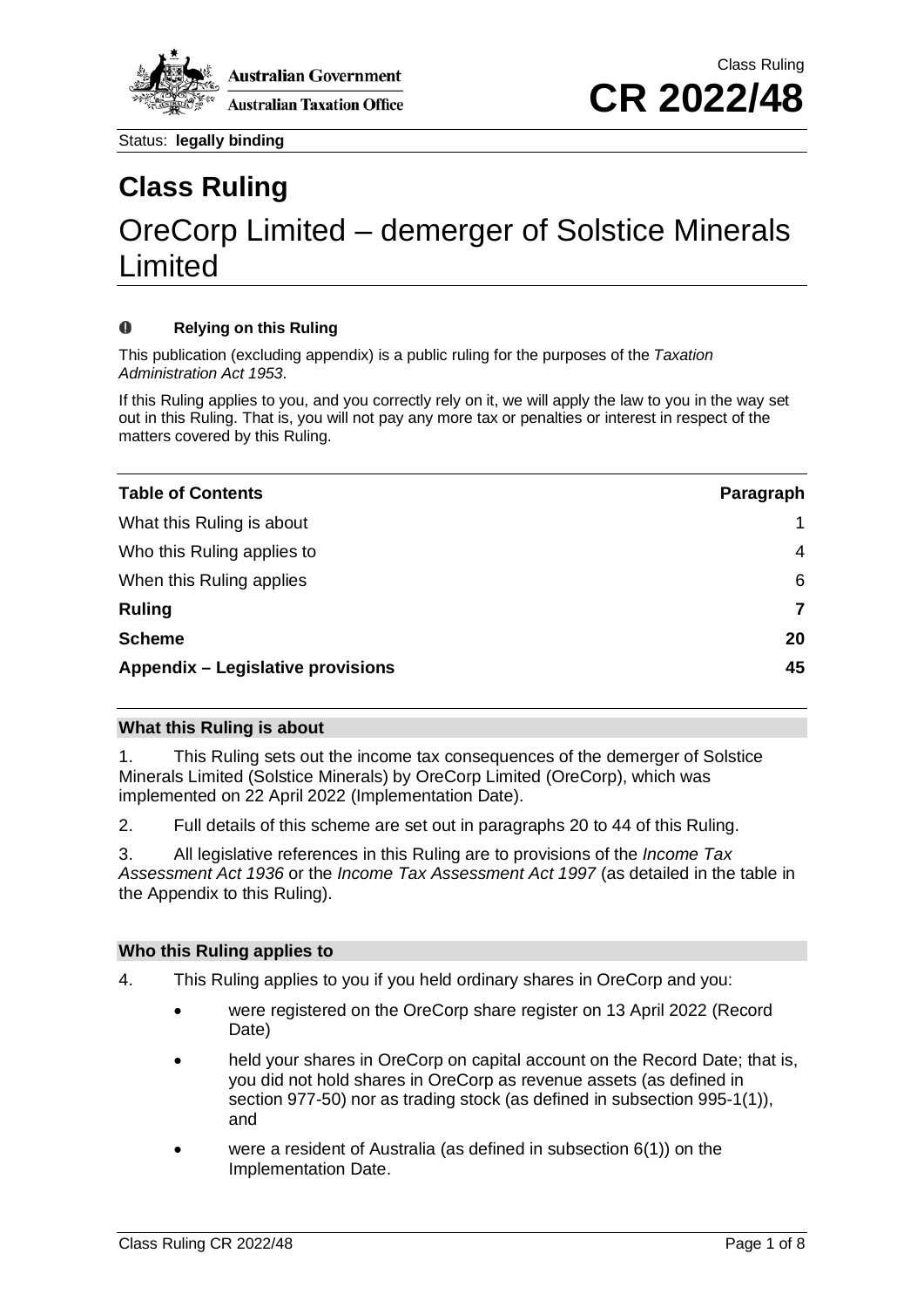Class Ruling

# CR 2022/48

Status: **legally binding**

# Class Ruling

## OreCorp Limited – demerger of Solstice Minerals Limited

**Relying on this Ruling**

This publication (excluding appendix) is a public ruling for the purposes of the *Taxation Administration Act 1953*.

If this Ruling applies to you, and you correctly rely on it, we will apply the law to you in the way set out in this Ruling. That is, you will not pay any more tax or penalties or interest in respect of the matters covered by this Ruling.

| **Table of Contents** | **Paragraph** |
| --- | --- |
| What this Ruling is about | 1 |
| Who this Ruling applies to | 4 |
| When this Ruling applies | 6 |
| **Ruling** | **7** |
| **Scheme** | **20** |
| **Appendix – Legislative provisions** | **45** |

### What this Ruling is about

1. This Ruling sets out the income tax consequences of the demerger of Solstice Minerals Limited (Solstice Minerals) by OreCorp Limited (OreCorp), which was implemented on 22 April 2022 (Implementation Date).

2. Full details of this scheme are set out in paragraphs 20 to 44 of this Ruling.

3. All legislative references in this Ruling are to provisions of the *Income Tax Assessment Act 1936* or the *Income Tax Assessment Act 1997* (as detailed in the table in the Appendix to this Ruling).

### Who this Ruling applies to

4. This Ruling applies to you if you held ordinary shares in OreCorp and you:

- were registered on the OreCorp share register on 13 April 2022 (Record Date)
- held your shares in OreCorp on capital account on the Record Date; that is, you did not hold shares in OreCorp as revenue assets (as defined in section 977-50) nor as trading stock (as defined in subsection 995-1(1)), and
- were a resident of Australia (as defined in subsection 6(1)) on the Implementation Date.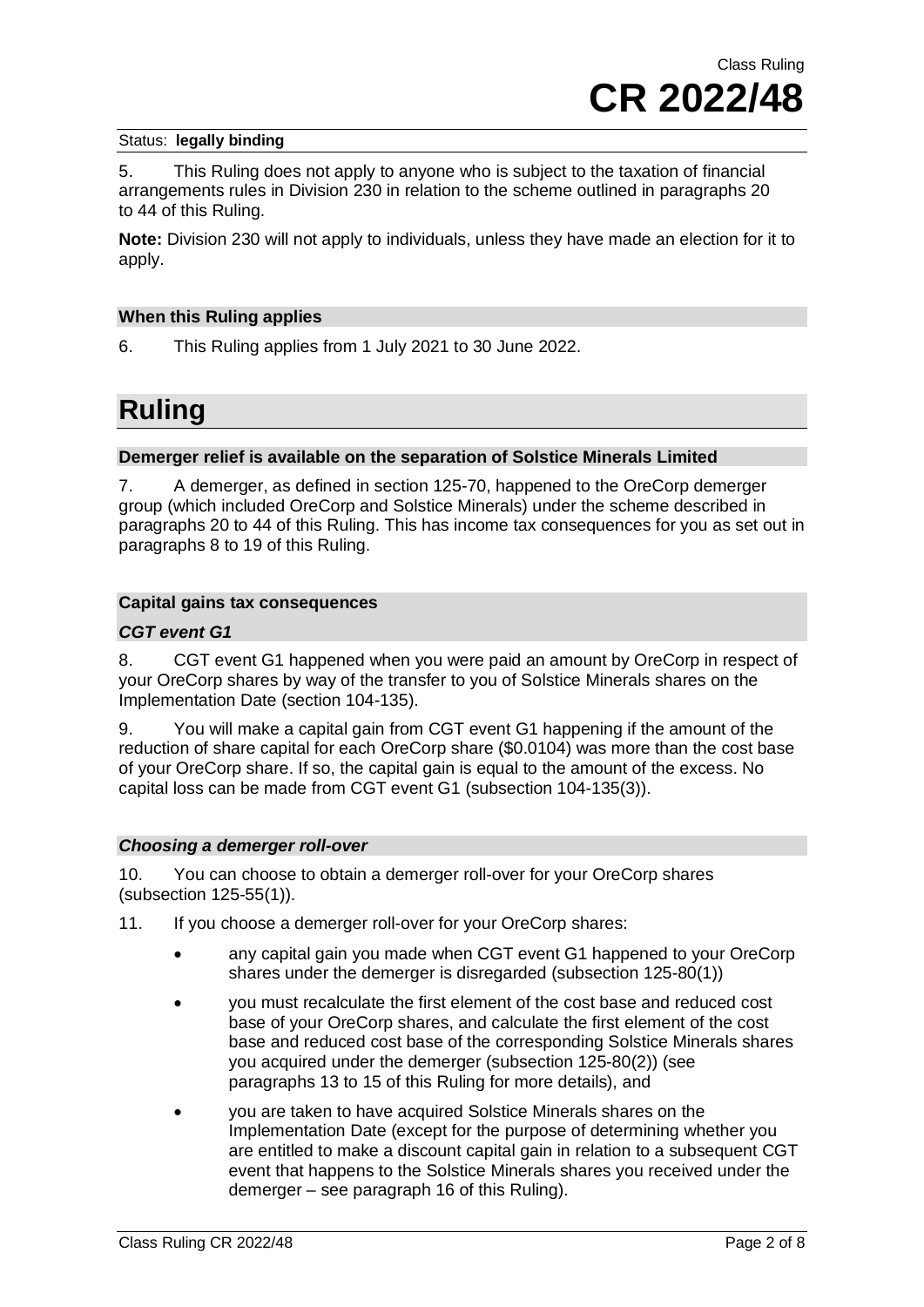Status: **legally binding**

5. This Ruling does not apply to anyone who is subject to the taxation of financial arrangements rules in Division 230 in relation to the scheme outlined in paragraphs 20 to 44 of this Ruling.

**Note:** Division 230 will not apply to individuals, unless they have made an election for it to apply.

### When this Ruling applies

6. This Ruling applies from 1 July 2021 to 30 June 2022.

# Ruling

### Demerger relief is available on the separation of Solstice Minerals Limited

7. A demerger, as defined in section 125-70, happened to the OreCorp demerger group (which included OreCorp and Solstice Minerals) under the scheme described in paragraphs 20 to 44 of this Ruling. This has income tax consequences for you as set out in paragraphs 8 to 19 of this Ruling.

### Capital gains tax consequences

#### *CGT event G1*

8. CGT event G1 happened when you were paid an amount by OreCorp in respect of your OreCorp shares by way of the transfer to you of Solstice Minerals shares on the Implementation Date (section 104-135).

9. You will make a capital gain from CGT event G1 happening if the amount of the reduction of share capital for each OreCorp share ($0.0104) was more than the cost base of your OreCorp share. If so, the capital gain is equal to the amount of the excess. No capital loss can be made from CGT event G1 (subsection 104-135(3)).

#### *Choosing a demerger roll-over*

10. You can choose to obtain a demerger roll-over for your OreCorp shares (subsection 125-55(1)).

11. If you choose a demerger roll-over for your OreCorp shares:

- any capital gain you made when CGT event G1 happened to your OreCorp shares under the demerger is disregarded (subsection 125-80(1))
- you must recalculate the first element of the cost base and reduced cost base of your OreCorp shares, and calculate the first element of the cost base and reduced cost base of the corresponding Solstice Minerals shares you acquired under the demerger (subsection 125-80(2)) (see paragraphs 13 to 15 of this Ruling for more details), and
- you are taken to have acquired Solstice Minerals shares on the Implementation Date (except for the purpose of determining whether you are entitled to make a discount capital gain in relation to a subsequent CGT event that happens to the Solstice Minerals shares you received under the demerger – see paragraph 16 of this Ruling).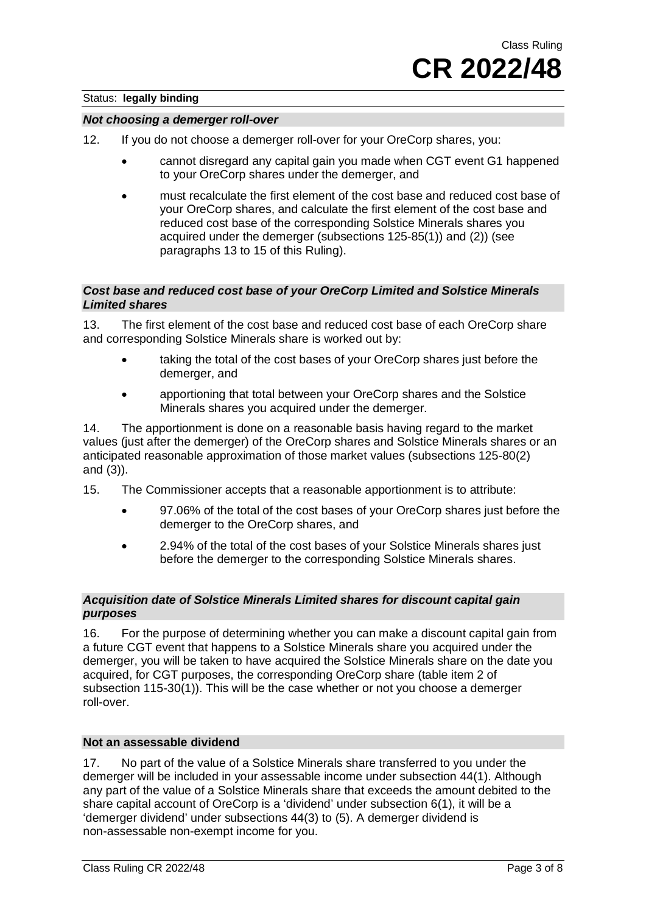*Not choosing a demerger roll-over*

12. If you do not choose a demerger roll-over for your OreCorp shares, you:

- cannot disregard any capital gain you made when CGT event G1 happened to your OreCorp shares under the demerger, and
- must recalculate the first element of the cost base and reduced cost base of your OreCorp shares, and calculate the first element of the cost base and reduced cost base of the corresponding Solstice Minerals shares you acquired under the demerger (subsections 125-85(1)) and (2)) (see paragraphs 13 to 15 of this Ruling).

*Cost base and reduced cost base of your OreCorp Limited and Solstice Minerals Limited shares*

13. The first element of the cost base and reduced cost base of each OreCorp share and corresponding Solstice Minerals share is worked out by:

- taking the total of the cost bases of your OreCorp shares just before the demerger, and
- apportioning that total between your OreCorp shares and the Solstice Minerals shares you acquired under the demerger.

14. The apportionment is done on a reasonable basis having regard to the market values (just after the demerger) of the OreCorp shares and Solstice Minerals shares or an anticipated reasonable approximation of those market values (subsections 125-80(2) and (3)).

15. The Commissioner accepts that a reasonable apportionment is to attribute:

- 97.06% of the total of the cost bases of your OreCorp shares just before the demerger to the OreCorp shares, and
- 2.94% of the total of the cost bases of your Solstice Minerals shares just before the demerger to the corresponding Solstice Minerals shares.

*Acquisition date of Solstice Minerals Limited shares for discount capital gain purposes*

16. For the purpose of determining whether you can make a discount capital gain from a future CGT event that happens to a Solstice Minerals share you acquired under the demerger, you will be taken to have acquired the Solstice Minerals share on the date you acquired, for CGT purposes, the corresponding OreCorp share (table item 2 of subsection 115-30(1)). This will be the case whether or not you choose a demerger roll-over.

**Not an assessable dividend**

17. No part of the value of a Solstice Minerals share transferred to you under the demerger will be included in your assessable income under subsection 44(1). Although any part of the value of a Solstice Minerals share that exceeds the amount debited to the share capital account of OreCorp is a 'dividend' under subsection 6(1), it will be a 'demerger dividend' under subsections 44(3) to (5). A demerger dividend is non-assessable non-exempt income for you.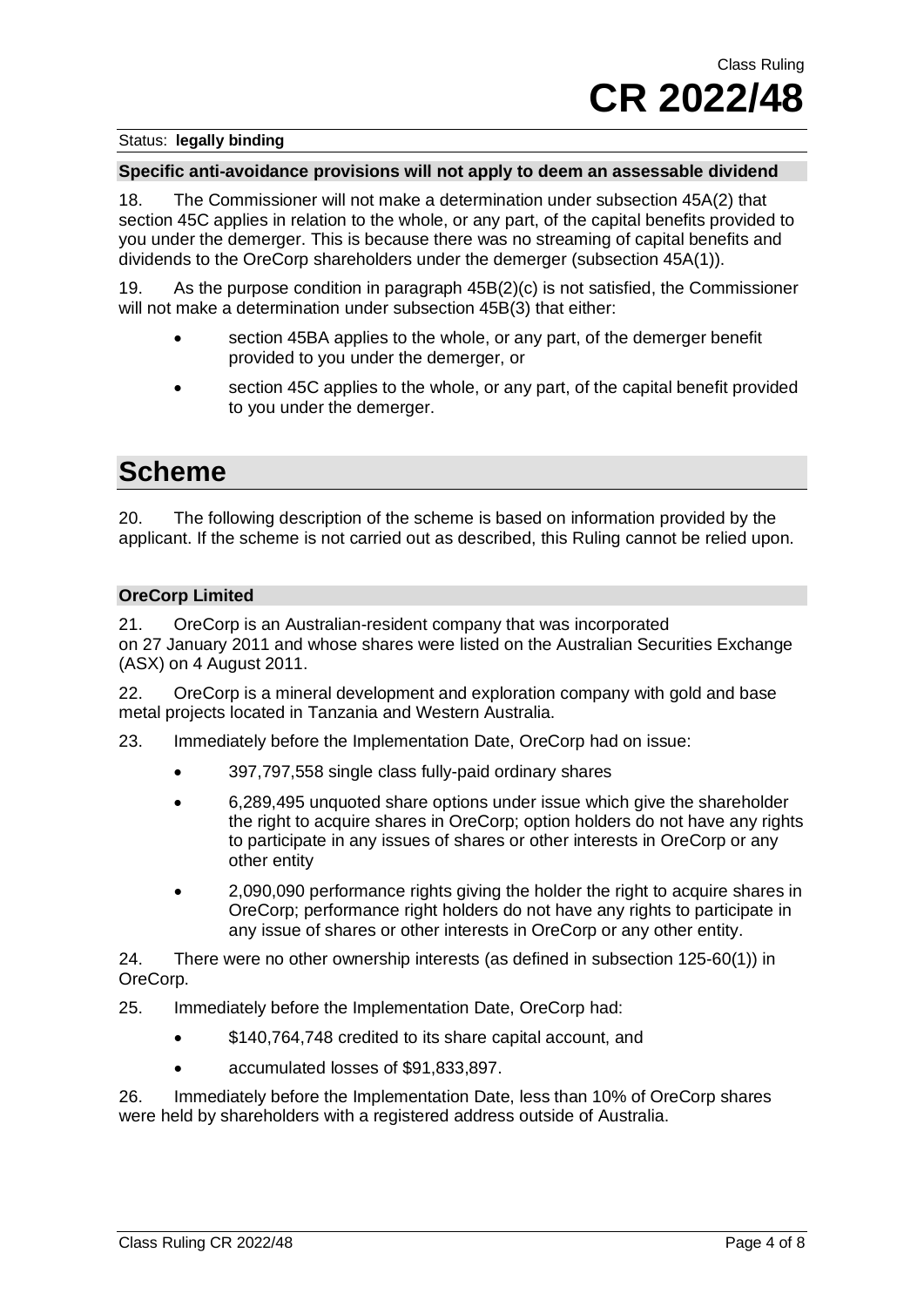Status: **legally binding**

### Specific anti-avoidance provisions will not apply to deem an assessable dividend

18. The Commissioner will not make a determination under subsection 45A(2) that section 45C applies in relation to the whole, or any part, of the capital benefits provided to you under the demerger. This is because there was no streaming of capital benefits and dividends to the OreCorp shareholders under the demerger (subsection 45A(1)).

19. As the purpose condition in paragraph 45B(2)(c) is not satisfied, the Commissioner will not make a determination under subsection 45B(3) that either:

- section 45BA applies to the whole, or any part, of the demerger benefit provided to you under the demerger, or
- section 45C applies to the whole, or any part, of the capital benefit provided to you under the demerger.

## Scheme

20. The following description of the scheme is based on information provided by the applicant. If the scheme is not carried out as described, this Ruling cannot be relied upon.

### OreCorp Limited

21. OreCorp is an Australian-resident company that was incorporated on 27 January 2011 and whose shares were listed on the Australian Securities Exchange (ASX) on 4 August 2011.

22. OreCorp is a mineral development and exploration company with gold and base metal projects located in Tanzania and Western Australia.

23. Immediately before the Implementation Date, OreCorp had on issue:

- 397,797,558 single class fully-paid ordinary shares
- 6,289,495 unquoted share options under issue which give the shareholder the right to acquire shares in OreCorp; option holders do not have any rights to participate in any issues of shares or other interests in OreCorp or any other entity
- 2,090,090 performance rights giving the holder the right to acquire shares in OreCorp; performance right holders do not have any rights to participate in any issue of shares or other interests in OreCorp or any other entity.

24. There were no other ownership interests (as defined in subsection 125-60(1)) in OreCorp.

25. Immediately before the Implementation Date, OreCorp had:

- $140,764,748 credited to its share capital account, and
- accumulated losses of $91,833,897.

26. Immediately before the Implementation Date, less than 10% of OreCorp shares were held by shareholders with a registered address outside of Australia.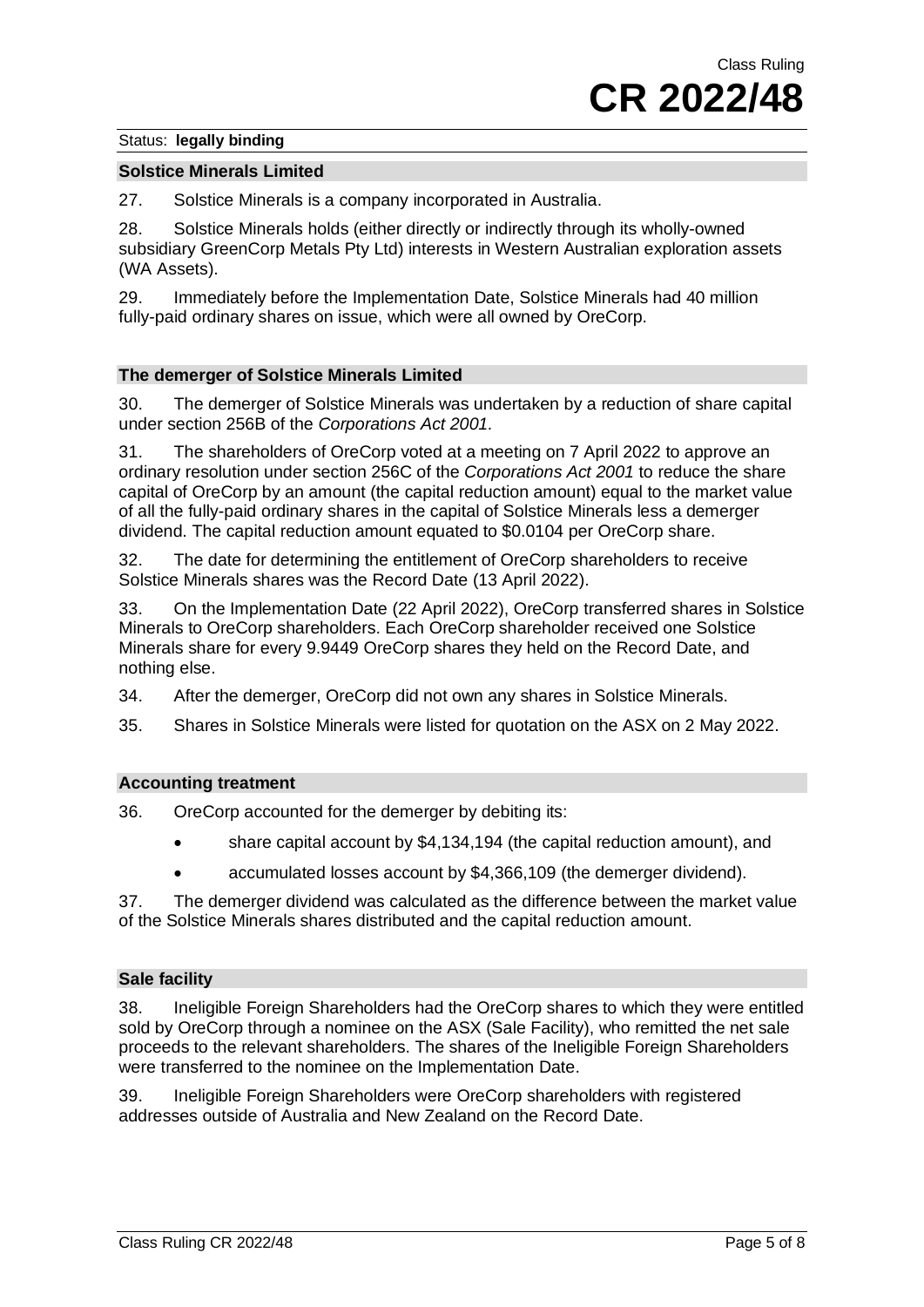## Solstice Minerals Limited

27. Solstice Minerals is a company incorporated in Australia.

28. Solstice Minerals holds (either directly or indirectly through its wholly-owned subsidiary GreenCorp Metals Pty Ltd) interests in Western Australian exploration assets (WA Assets).

29. Immediately before the Implementation Date, Solstice Minerals had 40 million fully-paid ordinary shares on issue, which were all owned by OreCorp.

## The demerger of Solstice Minerals Limited

30. The demerger of Solstice Minerals was undertaken by a reduction of share capital under section 256B of the *Corporations Act 2001*.

31. The shareholders of OreCorp voted at a meeting on 7 April 2022 to approve an ordinary resolution under section 256C of the *Corporations Act 2001* to reduce the share capital of OreCorp by an amount (the capital reduction amount) equal to the market value of all the fully-paid ordinary shares in the capital of Solstice Minerals less a demerger dividend. The capital reduction amount equated to $0.0104 per OreCorp share.

32. The date for determining the entitlement of OreCorp shareholders to receive Solstice Minerals shares was the Record Date (13 April 2022).

33. On the Implementation Date (22 April 2022), OreCorp transferred shares in Solstice Minerals to OreCorp shareholders. Each OreCorp shareholder received one Solstice Minerals share for every 9.9449 OreCorp shares they held on the Record Date, and nothing else.

34. After the demerger, OreCorp did not own any shares in Solstice Minerals.

35. Shares in Solstice Minerals were listed for quotation on the ASX on 2 May 2022.

## Accounting treatment

36. OreCorp accounted for the demerger by debiting its:

- share capital account by $4,134,194 (the capital reduction amount), and
- accumulated losses account by $4,366,109 (the demerger dividend).

37. The demerger dividend was calculated as the difference between the market value of the Solstice Minerals shares distributed and the capital reduction amount.

## Sale facility

38. Ineligible Foreign Shareholders had the OreCorp shares to which they were entitled sold by OreCorp through a nominee on the ASX (Sale Facility), who remitted the net sale proceeds to the relevant shareholders. The shares of the Ineligible Foreign Shareholders were transferred to the nominee on the Implementation Date.

39. Ineligible Foreign Shareholders were OreCorp shareholders with registered addresses outside of Australia and New Zealand on the Record Date.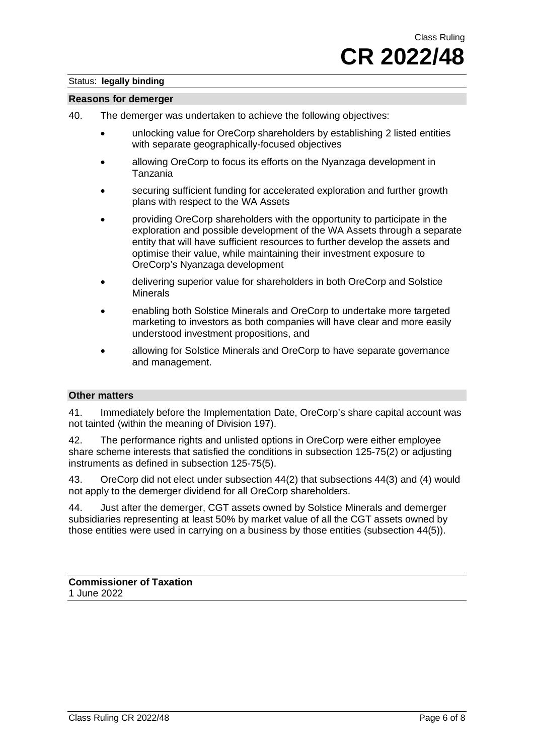Status: **legally binding**

## Reasons for demerger

40. The demerger was undertaken to achieve the following objectives:

- unlocking value for OreCorp shareholders by establishing 2 listed entities with separate geographically-focused objectives
- allowing OreCorp to focus its efforts on the Nyanzaga development in Tanzania
- securing sufficient funding for accelerated exploration and further growth plans with respect to the WA Assets
- providing OreCorp shareholders with the opportunity to participate in the exploration and possible development of the WA Assets through a separate entity that will have sufficient resources to further develop the assets and optimise their value, while maintaining their investment exposure to OreCorp's Nyanzaga development
- delivering superior value for shareholders in both OreCorp and Solstice Minerals
- enabling both Solstice Minerals and OreCorp to undertake more targeted marketing to investors as both companies will have clear and more easily understood investment propositions, and
- allowing for Solstice Minerals and OreCorp to have separate governance and management.

## Other matters

41. Immediately before the Implementation Date, OreCorp's share capital account was not tainted (within the meaning of Division 197).

42. The performance rights and unlisted options in OreCorp were either employee share scheme interests that satisfied the conditions in subsection 125-75(2) or adjusting instruments as defined in subsection 125-75(5).

43. OreCorp did not elect under subsection 44(2) that subsections 44(3) and (4) would not apply to the demerger dividend for all OreCorp shareholders.

44. Just after the demerger, CGT assets owned by Solstice Minerals and demerger subsidiaries representing at least 50% by market value of all the CGT assets owned by those entities were used in carrying on a business by those entities (subsection 44(5)).

**Commissioner of Taxation**
1 June 2022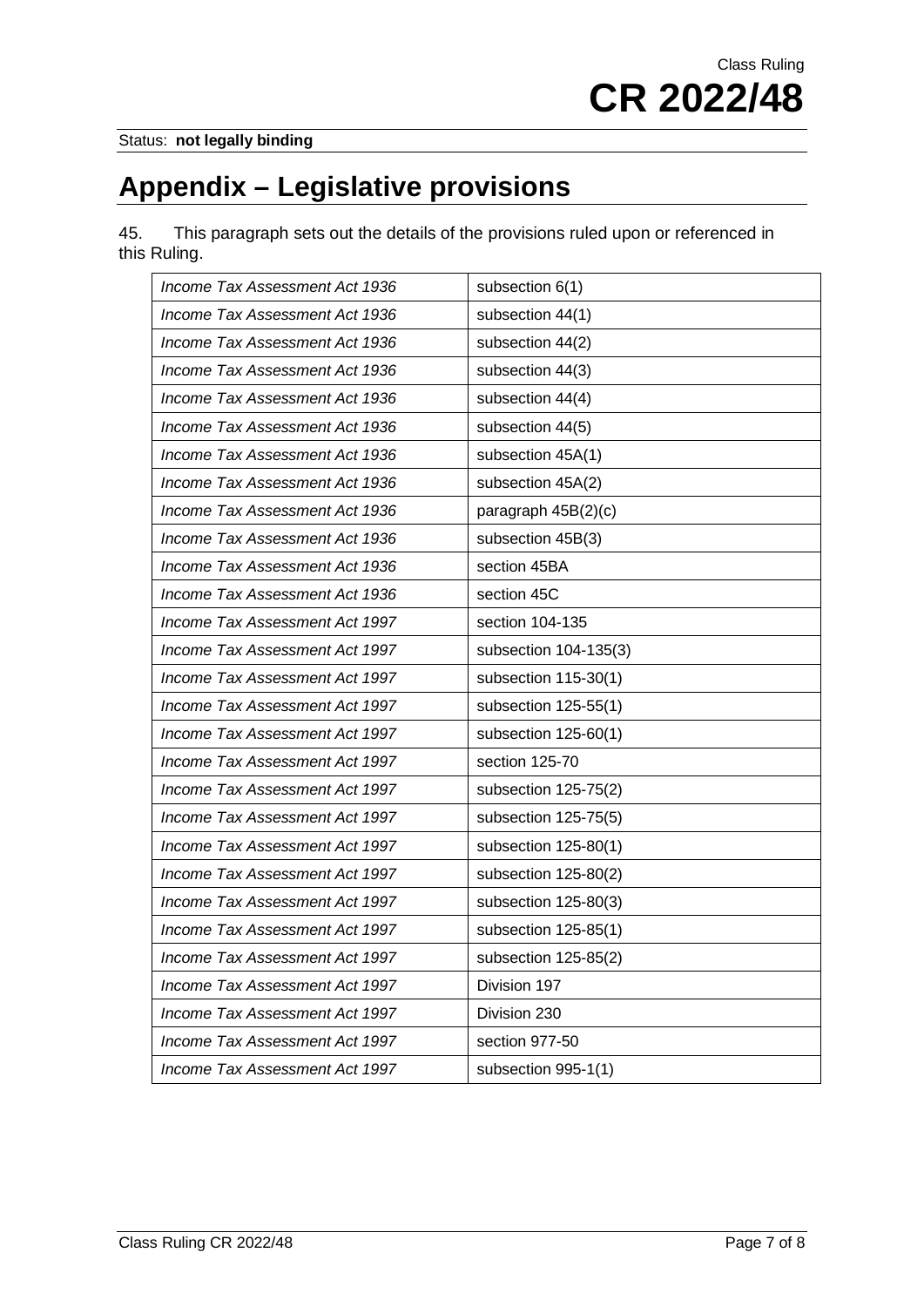# Appendix – Legislative provisions

45. This paragraph sets out the details of the provisions ruled upon or referenced in this Ruling.

| | |
|---|---|
| *Income Tax Assessment Act 1936* | subsection 6(1) |
| *Income Tax Assessment Act 1936* | subsection 44(1) |
| *Income Tax Assessment Act 1936* | subsection 44(2) |
| *Income Tax Assessment Act 1936* | subsection 44(3) |
| *Income Tax Assessment Act 1936* | subsection 44(4) |
| *Income Tax Assessment Act 1936* | subsection 44(5) |
| *Income Tax Assessment Act 1936* | subsection 45A(1) |
| *Income Tax Assessment Act 1936* | subsection 45A(2) |
| *Income Tax Assessment Act 1936* | paragraph 45B(2)(c) |
| *Income Tax Assessment Act 1936* | subsection 45B(3) |
| *Income Tax Assessment Act 1936* | section 45BA |
| *Income Tax Assessment Act 1936* | section 45C |
| *Income Tax Assessment Act 1997* | section 104-135 |
| *Income Tax Assessment Act 1997* | subsection 104-135(3) |
| *Income Tax Assessment Act 1997* | subsection 115-30(1) |
| *Income Tax Assessment Act 1997* | subsection 125-55(1) |
| *Income Tax Assessment Act 1997* | subsection 125-60(1) |
| *Income Tax Assessment Act 1997* | section 125-70 |
| *Income Tax Assessment Act 1997* | subsection 125-75(2) |
| *Income Tax Assessment Act 1997* | subsection 125-75(5) |
| *Income Tax Assessment Act 1997* | subsection 125-80(1) |
| *Income Tax Assessment Act 1997* | subsection 125-80(2) |
| *Income Tax Assessment Act 1997* | subsection 125-80(3) |
| *Income Tax Assessment Act 1997* | subsection 125-85(1) |
| *Income Tax Assessment Act 1997* | subsection 125-85(2) |
| *Income Tax Assessment Act 1997* | Division 197 |
| *Income Tax Assessment Act 1997* | Division 230 |
| *Income Tax Assessment Act 1997* | section 977-50 |
| *Income Tax Assessment Act 1997* | subsection 995-1(1) |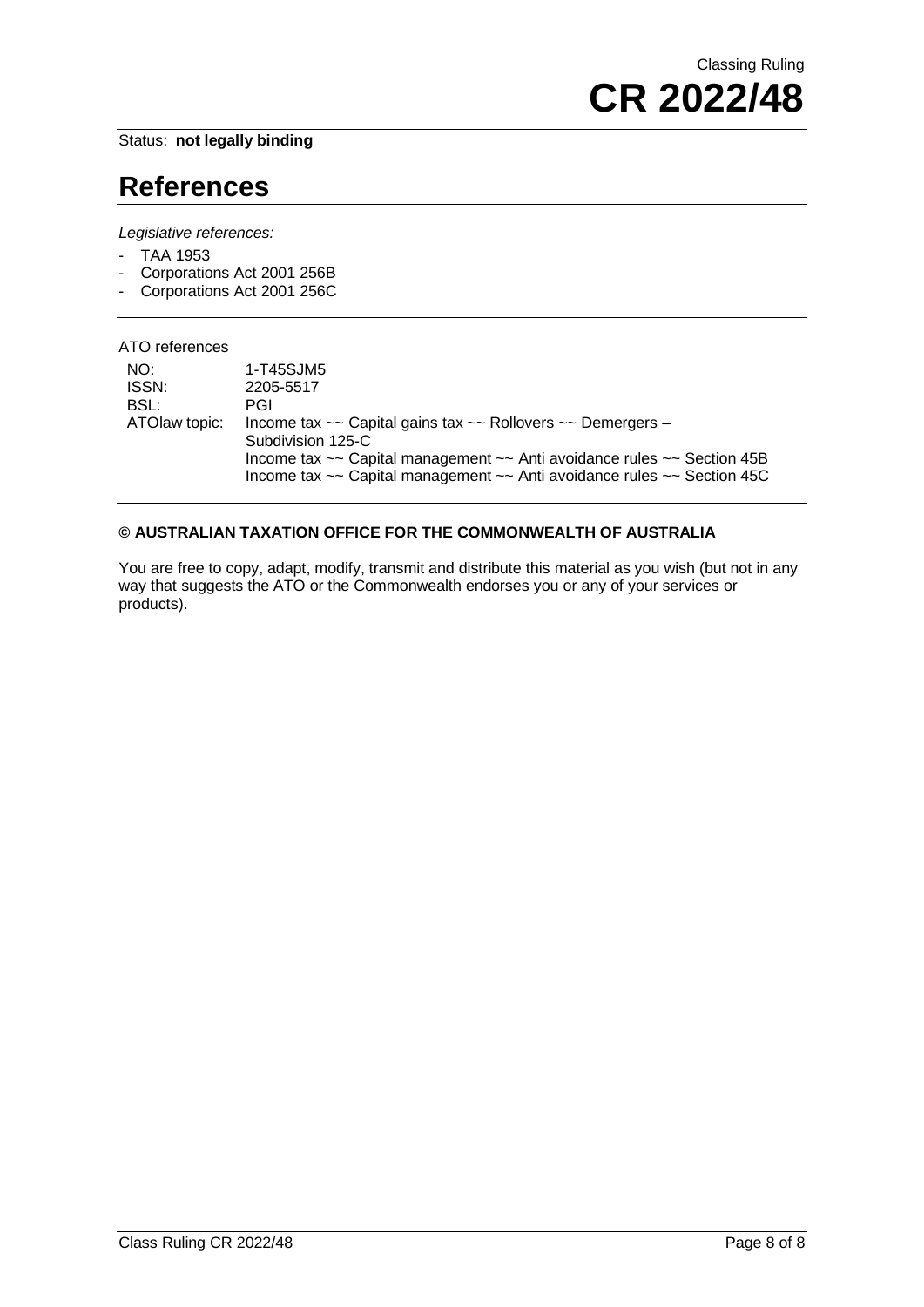Status: **not legally binding**

# References

*Legislative references:*

- TAA 1953
- Corporations Act 2001 256B
- Corporations Act 2001 256C

ATO references

| | |
|---|---|
| NO: | 1-T45SJM5 |
| ISSN: | 2205-5517 |
| BSL: | PGI |
| ATOlaw topic: | Income tax ~~ Capital gains tax ~~ Rollovers ~~ Demergers – Subdivision 125-C<br>Income tax ~~ Capital management ~~ Anti avoidance rules ~~ Section 45B<br>Income tax ~~ Capital management ~~ Anti avoidance rules ~~ Section 45C |

**© AUSTRALIAN TAXATION OFFICE FOR THE COMMONWEALTH OF AUSTRALIA**

You are free to copy, adapt, modify, transmit and distribute this material as you wish (but not in any way that suggests the ATO or the Commonwealth endorses you or any of your services or products).